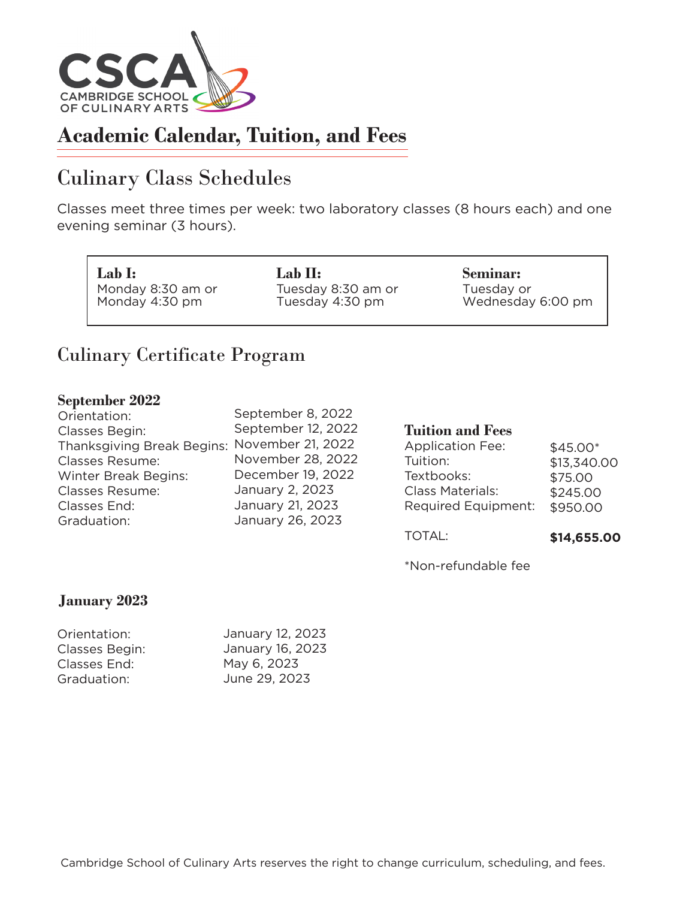CSCA

CAMBRIDGE SCHOOL OF CULINARY ARTS

# Academic Calendar, Tuition, and Fees

## Culinary Class Schedules

Classes meet three times per week: two laboratory classes (8 hours each) and one evening seminar (3 hours).

| Lab I: | Lab II: | Seminar: |
|---|---|---|
| Monday 8:30 am or Monday 4:30 pm | Tuesday 8:30 am or Tuesday 4:30 pm | Tuesday or Wednesday 6:00 pm |

## Culinary Certificate Program

### September 2022

| | |
|---|---|
| Orientation: | September 8, 2022 |
| Classes Begin: | September 12, 2022 |
| Thanksgiving Break Begins: | November 21, 2022 |
| Classes Resume: | November 28, 2022 |
| Winter Break Begins: | December 19, 2022 |
| Classes Resume: | January 2, 2023 |
| Classes End: | January 21, 2023 |
| Graduation: | January 26, 2023 |

### Tuition and Fees

| | |
|---|---|
| Application Fee: | $45.00* |
| Tuition: | $13,340.00 |
| Textbooks: | $75.00 |
| Class Materials: | $245.00 |
| Required Equipment: | $950.00 |
| TOTAL: | **$14,655.00** |

*Non-refundable fee

### January 2023

| | |
|---|---|
| Orientation: | January 12, 2023 |
| Classes Begin: | January 16, 2023 |
| Classes End: | May 6, 2023 |
| Graduation: | June 29, 2023 |

Cambridge School of Culinary Arts reserves the right to change curriculum, scheduling, and fees.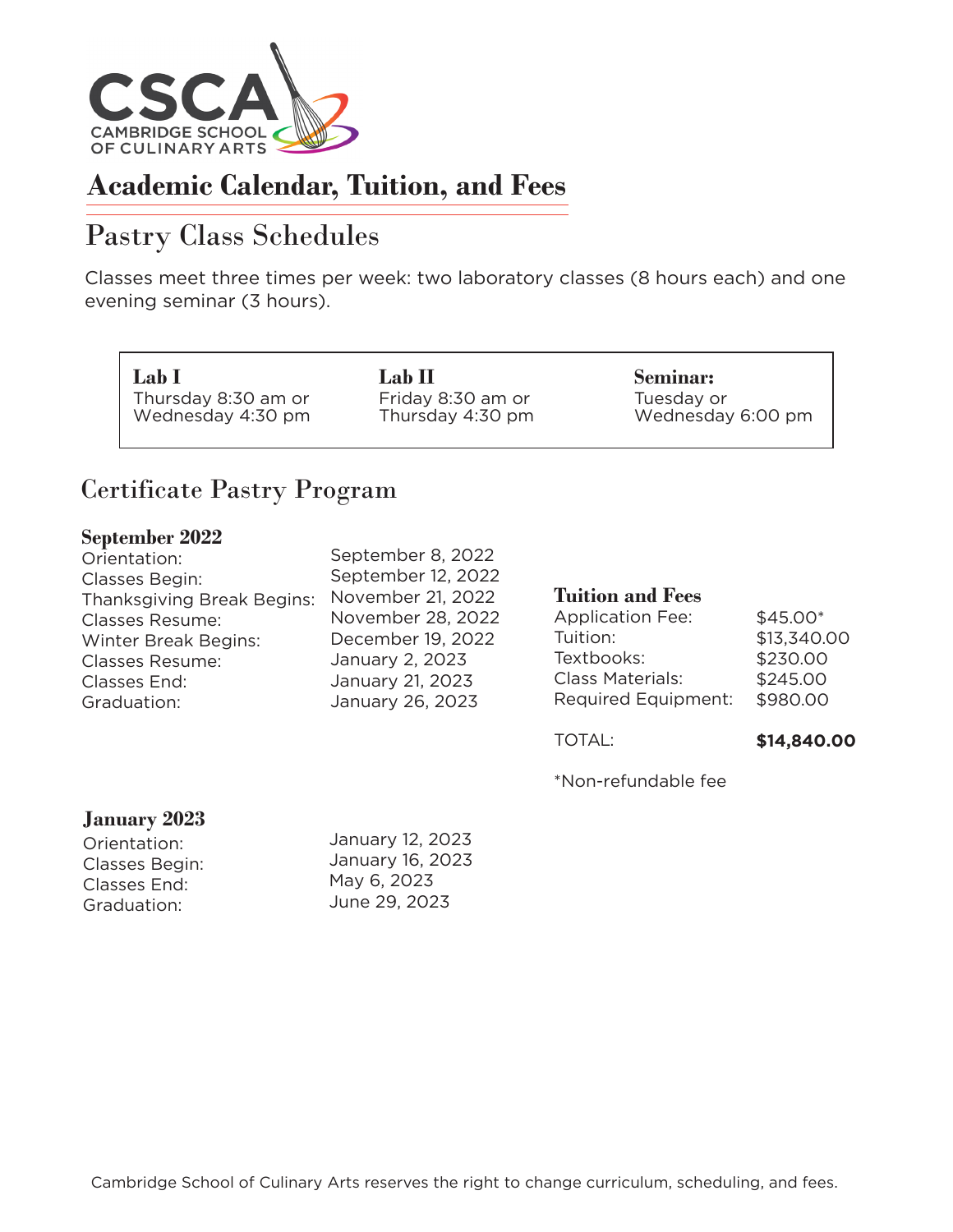CSCA
CAMBRIDGE SCHOOL OF CULINARY ARTS

# Academic Calendar, Tuition, and Fees

## Pastry Class Schedules

Classes meet three times per week: two laboratory classes (8 hours each) and one evening seminar (3 hours).

| Lab I | Lab II | Seminar: |
|---|---|---|
| Thursday 8:30 am or Wednesday 4:30 pm | Friday 8:30 am or Thursday 4:30 pm | Tuesday or Wednesday 6:00 pm |

## Certificate Pastry Program

### September 2022

| | |
|---|---|
| Orientation: | September 8, 2022 |
| Classes Begin: | September 12, 2022 |
| Thanksgiving Break Begins: | November 21, 2022 |
| Classes Resume: | November 28, 2022 |
| Winter Break Begins: | December 19, 2022 |
| Classes Resume: | January 2, 2023 |
| Classes End: | January 21, 2023 |
| Graduation: | January 26, 2023 |

### Tuition and Fees

| | |
|---|---|
| Application Fee: | $45.00* |
| Tuition: | $13,340.00 |
| Textbooks: | $230.00 |
| Class Materials: | $245.00 |
| Required Equipment: | $980.00 |
| TOTAL: | **$14,840.00** |

*Non-refundable fee

### January 2023

| | |
|---|---|
| Orientation: | January 12, 2023 |
| Classes Begin: | January 16, 2023 |
| Classes End: | May 6, 2023 |
| Graduation: | June 29, 2023 |

Cambridge School of Culinary Arts reserves the right to change curriculum, scheduling, and fees.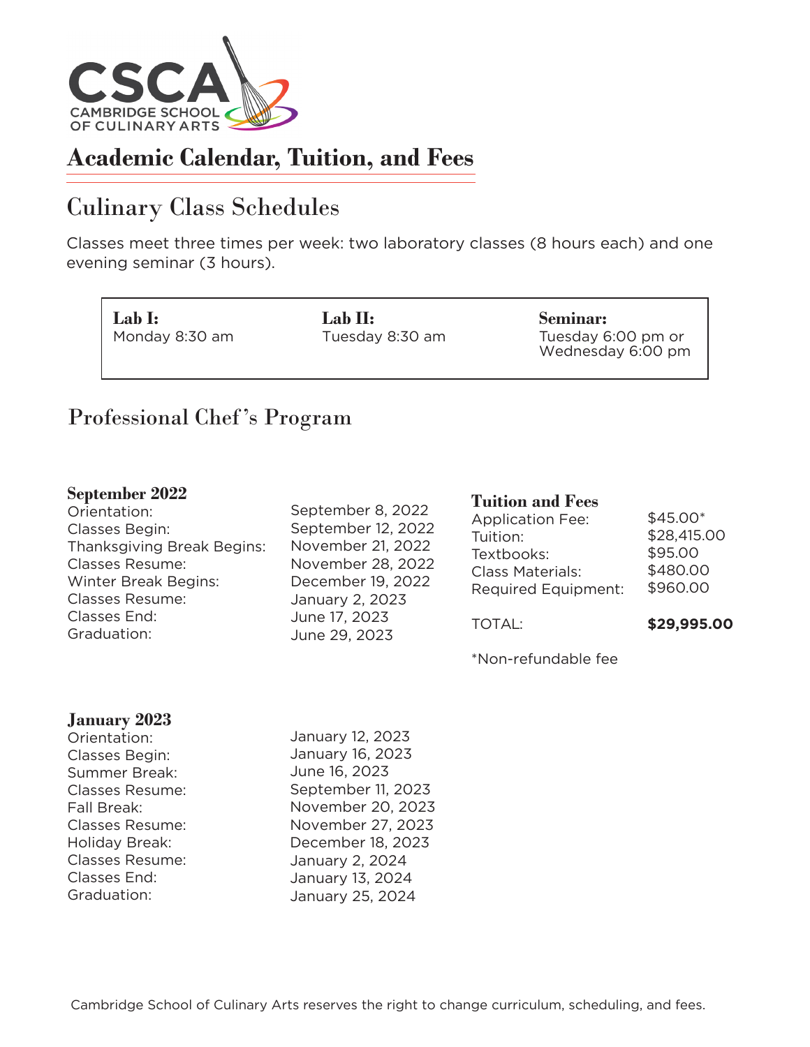CSCA
CAMBRIDGE SCHOOL OF CULINARY ARTS

# Academic Calendar, Tuition, and Fees

## Culinary Class Schedules

Classes meet three times per week: two laboratory classes (8 hours each) and one evening seminar (3 hours).

| Lab I: | Lab II: | Seminar: |
|---|---|---|
| Monday 8:30 am | Tuesday 8:30 am | Tuesday 6:00 pm or Wednesday 6:00 pm |

## Professional Chef's Program

### September 2022

| | |
|---|---|
| Orientation: | September 8, 2022 |
| Classes Begin: | September 12, 2022 |
| Thanksgiving Break Begins: | November 21, 2022 |
| Classes Resume: | November 28, 2022 |
| Winter Break Begins: | December 19, 2022 |
| Classes Resume: | January 2, 2023 |
| Classes End: | June 17, 2023 |
| Graduation: | June 29, 2023 |

### Tuition and Fees

| | |
|---|---|
| Application Fee: | $45.00* |
| Tuition: | $28,415.00 |
| Textbooks: | $95.00 |
| Class Materials: | $480.00 |
| Required Equipment: | $960.00 |
| TOTAL: | **$29,995.00** |

*Non-refundable fee

### January 2023

| | |
|---|---|
| Orientation: | January 12, 2023 |
| Classes Begin: | January 16, 2023 |
| Summer Break: | June 16, 2023 |
| Classes Resume: | September 11, 2023 |
| Fall Break: | November 20, 2023 |
| Classes Resume: | November 27, 2023 |
| Holiday Break: | December 18, 2023 |
| Classes Resume: | January 2, 2024 |
| Classes End: | January 13, 2024 |
| Graduation: | January 25, 2024 |

Cambridge School of Culinary Arts reserves the right to change curriculum, scheduling, and fees.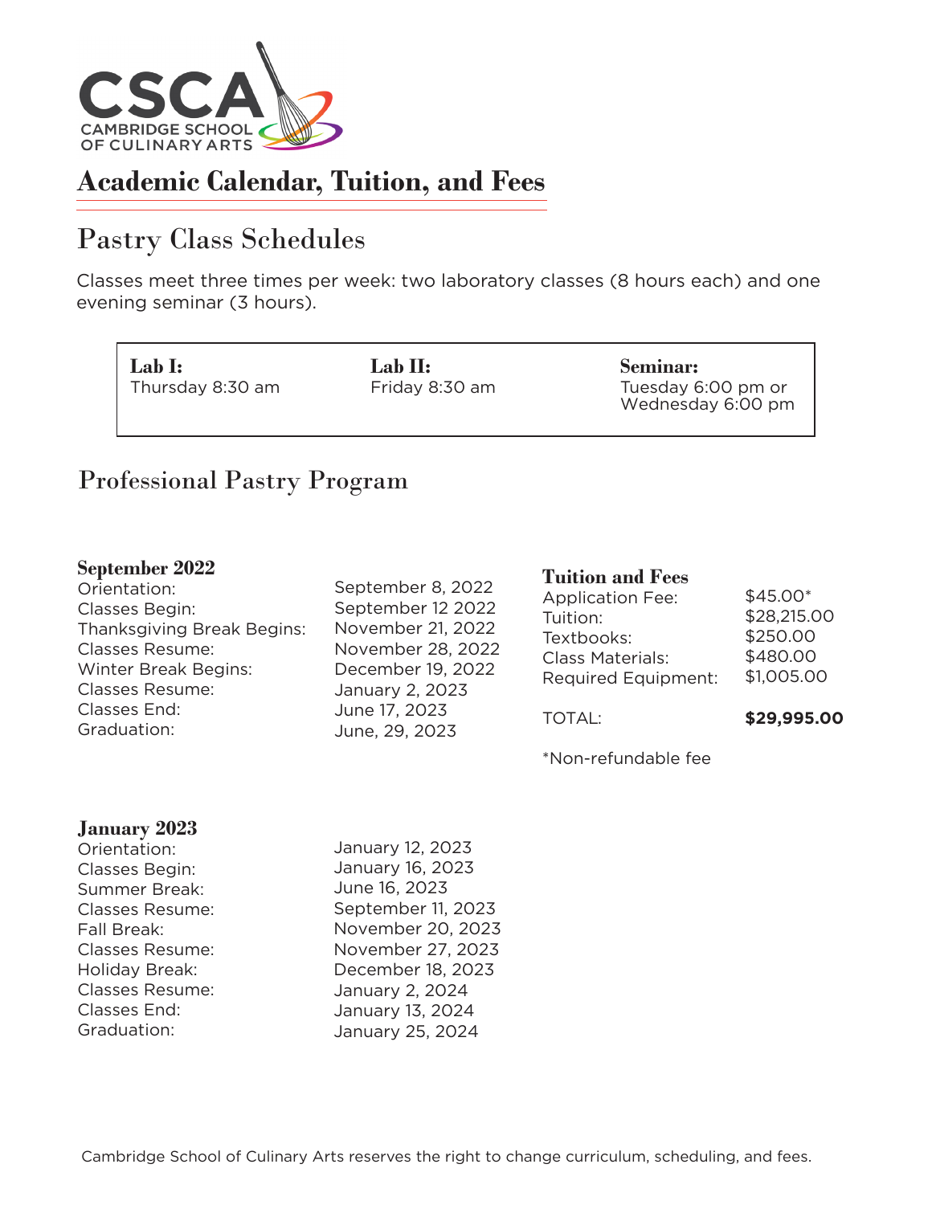CSCA
CAMBRIDGE SCHOOL OF CULINARY ARTS

# Academic Calendar, Tuition, and Fees

## Pastry Class Schedules

Classes meet three times per week: two laboratory classes (8 hours each) and one evening seminar (3 hours).

| Lab I: | Lab II: | Seminar: |
|---|---|---|
| Thursday 8:30 am | Friday 8:30 am | Tuesday 6:00 pm or Wednesday 6:00 pm |

## Professional Pastry Program

### September 2022

| | |
|---|---|
| Orientation: | September 8, 2022 |
| Classes Begin: | September 12 2022 |
| Thanksgiving Break Begins: | November 21, 2022 |
| Classes Resume: | November 28, 2022 |
| Winter Break Begins: | December 19, 2022 |
| Classes Resume: | January 2, 2023 |
| Classes End: | June 17, 2023 |
| Graduation: | June, 29, 2023 |

### Tuition and Fees

| | |
|---|---|
| Application Fee: | $45.00* |
| Tuition: | $28,215.00 |
| Textbooks: | $250.00 |
| Class Materials: | $480.00 |
| Required Equipment: | $1,005.00 |
| TOTAL: | **$29,995.00** |

*Non-refundable fee

### January 2023

| | |
|---|---|
| Orientation: | January 12, 2023 |
| Classes Begin: | January 16, 2023 |
| Summer Break: | June 16, 2023 |
| Classes Resume: | September 11, 2023 |
| Fall Break: | November 20, 2023 |
| Classes Resume: | November 27, 2023 |
| Holiday Break: | December 18, 2023 |
| Classes Resume: | January 2, 2024 |
| Classes End: | January 13, 2024 |
| Graduation: | January 25, 2024 |

Cambridge School of Culinary Arts reserves the right to change curriculum, scheduling, and fees.